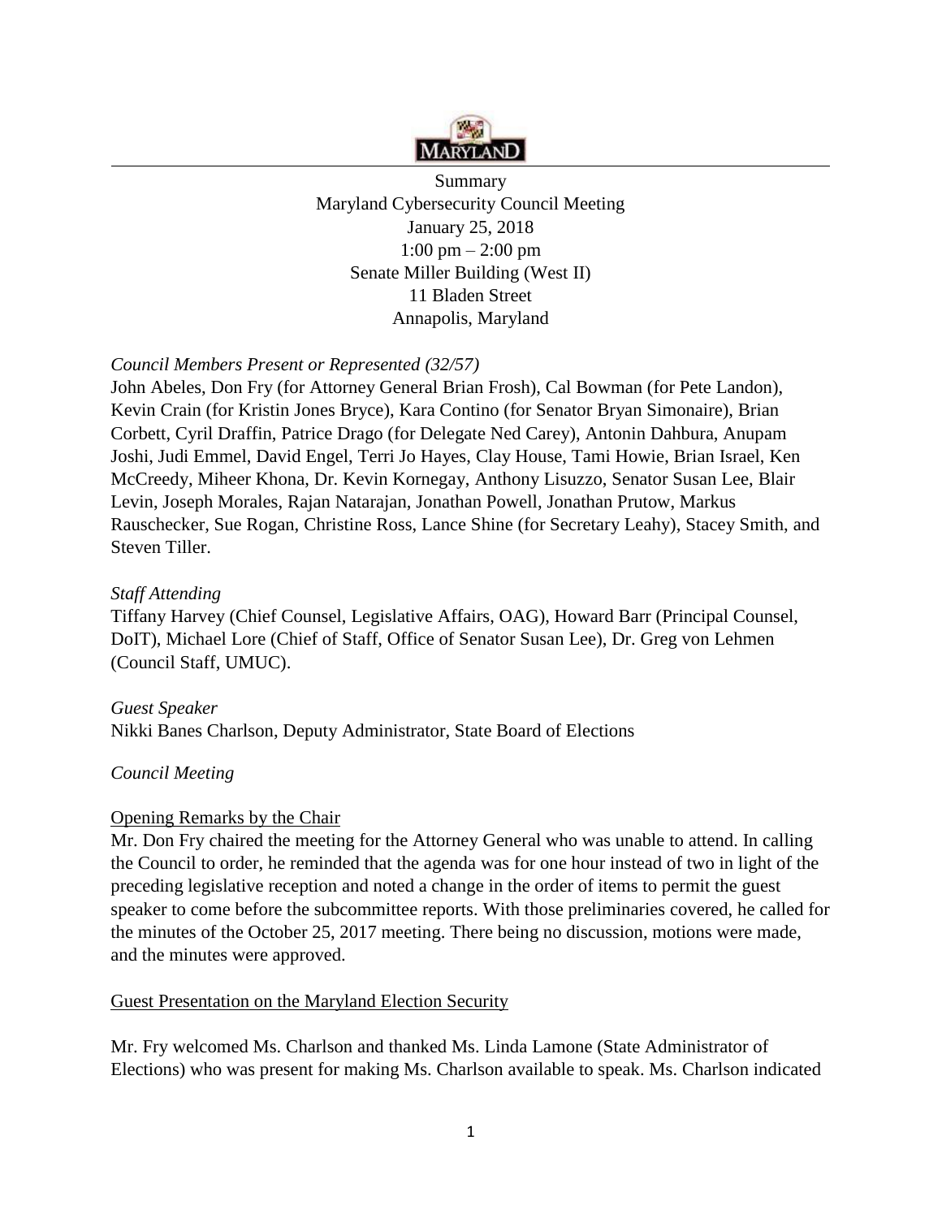Summary
Maryland Cybersecurity Council Meeting
January 25, 2018
1:00 pm – 2:00 pm
Senate Miller Building (West II)
11 Bladen Street
Annapolis, Maryland

*Council Members Present or Represented (32/57)*

John Abeles, Don Fry (for Attorney General Brian Frosh), Cal Bowman (for Pete Landon), Kevin Crain (for Kristin Jones Bryce), Kara Contino (for Senator Bryan Simonaire), Brian Corbett, Cyril Draffin, Patrice Drago (for Delegate Ned Carey), Antonin Dahbura, Anupam Joshi, Judi Emmel, David Engel, Terri Jo Hayes, Clay House, Tami Howie, Brian Israel, Ken McCreedy, Miheer Khona, Dr. Kevin Kornegay, Anthony Lisuzzo, Senator Susan Lee, Blair Levin, Joseph Morales, Rajan Natarajan, Jonathan Powell, Jonathan Prutow, Markus Rauschecker, Sue Rogan, Christine Ross, Lance Shine (for Secretary Leahy), Stacey Smith, and Steven Tiller.

*Staff Attending*

Tiffany Harvey (Chief Counsel, Legislative Affairs, OAG), Howard Barr (Principal Counsel, DoIT), Michael Lore (Chief of Staff, Office of Senator Susan Lee), Dr. Greg von Lehmen (Council Staff, UMUC).

*Guest Speaker*

Nikki Banes Charlson, Deputy Administrator, State Board of Elections

*Council Meeting*

Opening Remarks by the Chair

Mr. Don Fry chaired the meeting for the Attorney General who was unable to attend. In calling the Council to order, he reminded that the agenda was for one hour instead of two in light of the preceding legislative reception and noted a change in the order of items to permit the guest speaker to come before the subcommittee reports. With those preliminaries covered, he called for the minutes of the October 25, 2017 meeting. There being no discussion, motions were made, and the minutes were approved.

Guest Presentation on the Maryland Election Security

Mr. Fry welcomed Ms. Charlson and thanked Ms. Linda Lamone (State Administrator of Elections) who was present for making Ms. Charlson available to speak. Ms. Charlson indicated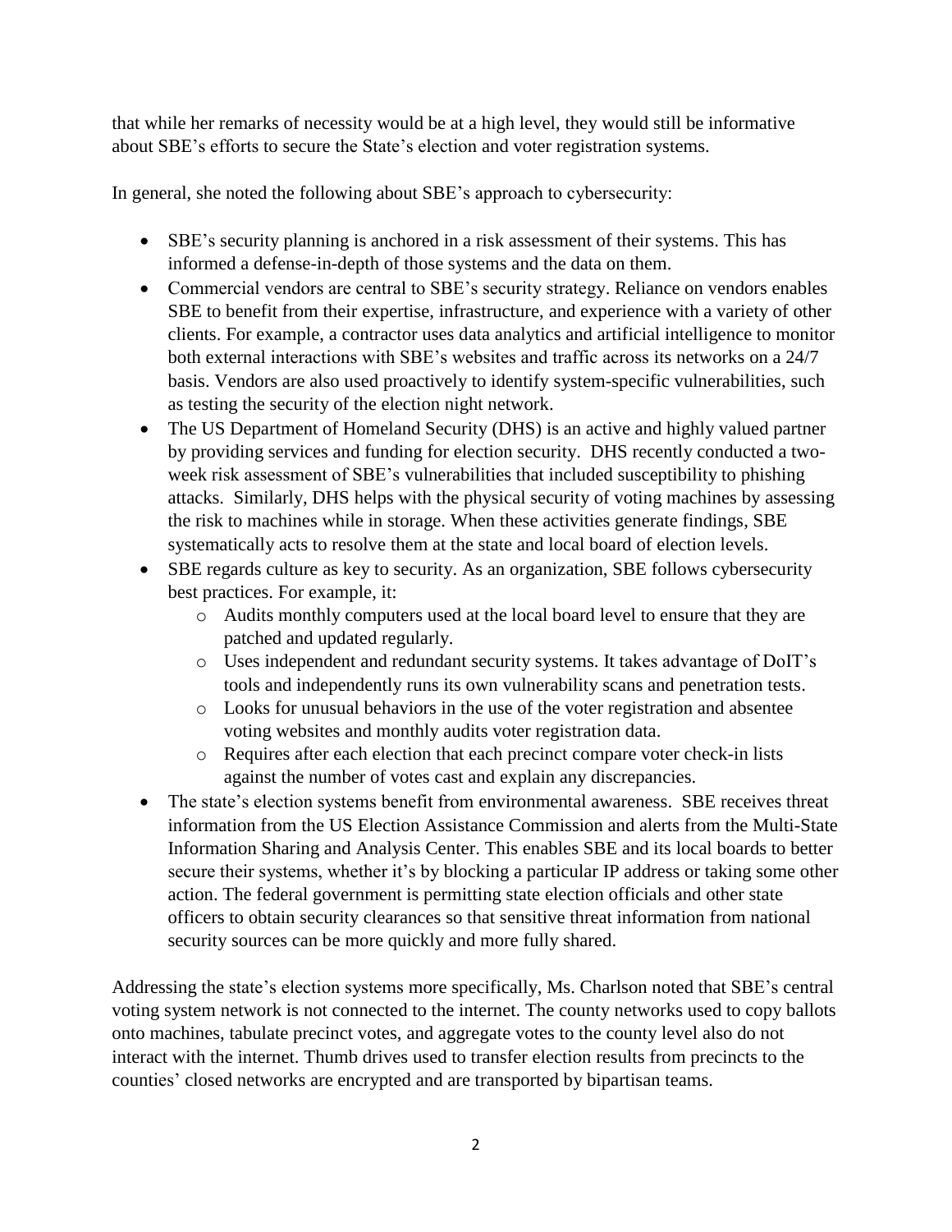that while her remarks of necessity would be at a high level, they would still be informative about SBE's efforts to secure the State's election and voter registration systems.

In general, she noted the following about SBE's approach to cybersecurity:

- SBE's security planning is anchored in a risk assessment of their systems. This has informed a defense-in-depth of those systems and the data on them.
- Commercial vendors are central to SBE's security strategy. Reliance on vendors enables SBE to benefit from their expertise, infrastructure, and experience with a variety of other clients. For example, a contractor uses data analytics and artificial intelligence to monitor both external interactions with SBE's websites and traffic across its networks on a 24/7 basis. Vendors are also used proactively to identify system-specific vulnerabilities, such as testing the security of the election night network.
- The US Department of Homeland Security (DHS) is an active and highly valued partner by providing services and funding for election security. DHS recently conducted a two-week risk assessment of SBE's vulnerabilities that included susceptibility to phishing attacks. Similarly, DHS helps with the physical security of voting machines by assessing the risk to machines while in storage. When these activities generate findings, SBE systematically acts to resolve them at the state and local board of election levels.
- SBE regards culture as key to security. As an organization, SBE follows cybersecurity best practices. For example, it:
  - Audits monthly computers used at the local board level to ensure that they are patched and updated regularly.
  - Uses independent and redundant security systems. It takes advantage of DoIT's tools and independently runs its own vulnerability scans and penetration tests.
  - Looks for unusual behaviors in the use of the voter registration and absentee voting websites and monthly audits voter registration data.
  - Requires after each election that each precinct compare voter check-in lists against the number of votes cast and explain any discrepancies.
- The state's election systems benefit from environmental awareness. SBE receives threat information from the US Election Assistance Commission and alerts from the Multi-State Information Sharing and Analysis Center. This enables SBE and its local boards to better secure their systems, whether it's by blocking a particular IP address or taking some other action. The federal government is permitting state election officials and other state officers to obtain security clearances so that sensitive threat information from national security sources can be more quickly and more fully shared.

Addressing the state's election systems more specifically, Ms. Charlson noted that SBE's central voting system network is not connected to the internet. The county networks used to copy ballots onto machines, tabulate precinct votes, and aggregate votes to the county level also do not interact with the internet. Thumb drives used to transfer election results from precincts to the counties' closed networks are encrypted and are transported by bipartisan teams.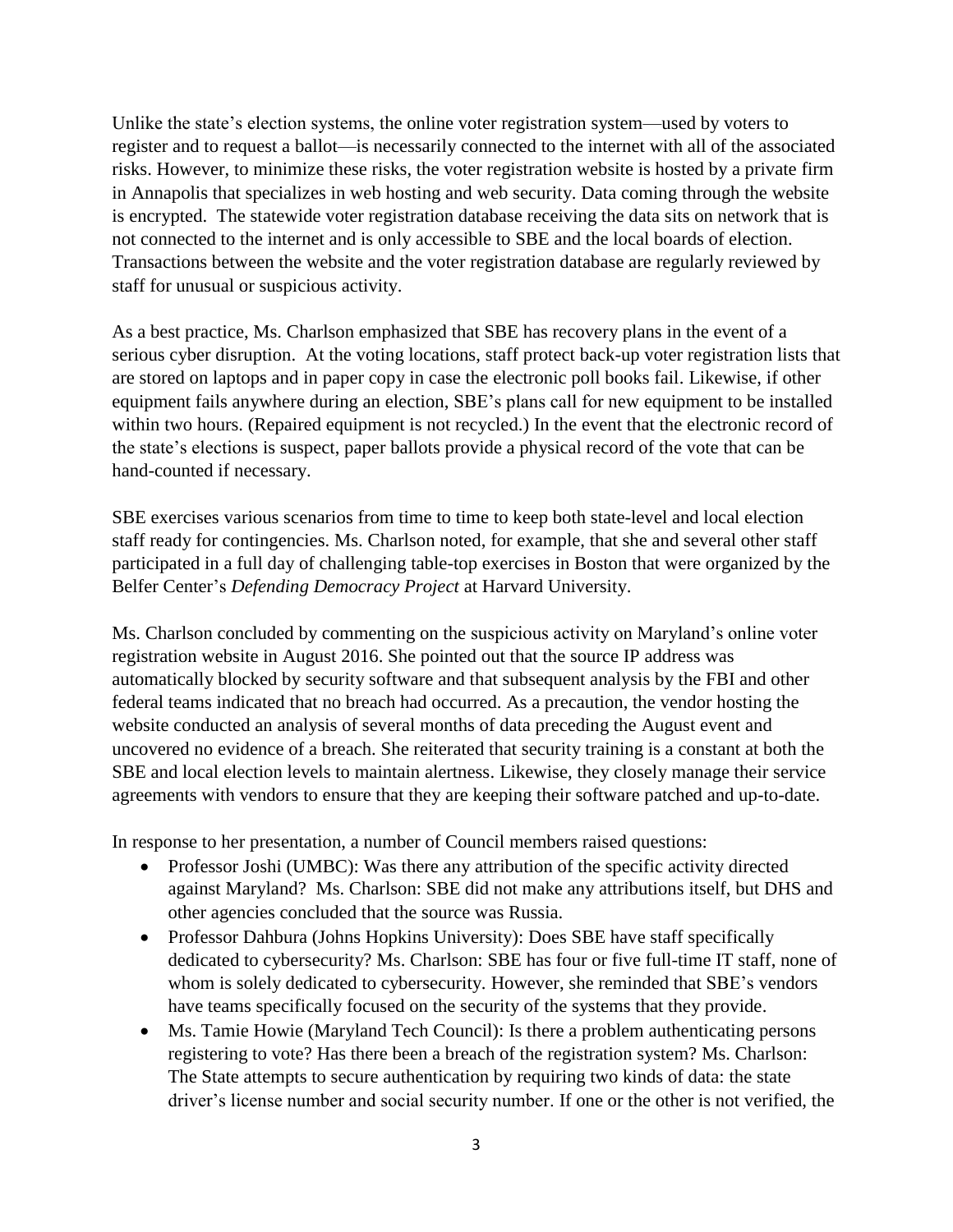Unlike the state's election systems, the online voter registration system—used by voters to register and to request a ballot—is necessarily connected to the internet with all of the associated risks. However, to minimize these risks, the voter registration website is hosted by a private firm in Annapolis that specializes in web hosting and web security. Data coming through the website is encrypted. The statewide voter registration database receiving the data sits on network that is not connected to the internet and is only accessible to SBE and the local boards of election. Transactions between the website and the voter registration database are regularly reviewed by staff for unusual or suspicious activity.

As a best practice, Ms. Charlson emphasized that SBE has recovery plans in the event of a serious cyber disruption. At the voting locations, staff protect back-up voter registration lists that are stored on laptops and in paper copy in case the electronic poll books fail. Likewise, if other equipment fails anywhere during an election, SBE's plans call for new equipment to be installed within two hours. (Repaired equipment is not recycled.) In the event that the electronic record of the state's elections is suspect, paper ballots provide a physical record of the vote that can be hand-counted if necessary.

SBE exercises various scenarios from time to time to keep both state-level and local election staff ready for contingencies. Ms. Charlson noted, for example, that she and several other staff participated in a full day of challenging table-top exercises in Boston that were organized by the Belfer Center's *Defending Democracy Project* at Harvard University.

Ms. Charlson concluded by commenting on the suspicious activity on Maryland's online voter registration website in August 2016. She pointed out that the source IP address was automatically blocked by security software and that subsequent analysis by the FBI and other federal teams indicated that no breach had occurred. As a precaution, the vendor hosting the website conducted an analysis of several months of data preceding the August event and uncovered no evidence of a breach. She reiterated that security training is a constant at both the SBE and local election levels to maintain alertness. Likewise, they closely manage their service agreements with vendors to ensure that they are keeping their software patched and up-to-date.

In response to her presentation, a number of Council members raised questions:

- Professor Joshi (UMBC): Was there any attribution of the specific activity directed against Maryland? Ms. Charlson: SBE did not make any attributions itself, but DHS and other agencies concluded that the source was Russia.
- Professor Dahbura (Johns Hopkins University): Does SBE have staff specifically dedicated to cybersecurity? Ms. Charlson: SBE has four or five full-time IT staff, none of whom is solely dedicated to cybersecurity. However, she reminded that SBE's vendors have teams specifically focused on the security of the systems that they provide.
- Ms. Tamie Howie (Maryland Tech Council): Is there a problem authenticating persons registering to vote? Has there been a breach of the registration system? Ms. Charlson: The State attempts to secure authentication by requiring two kinds of data: the state driver's license number and social security number. If one or the other is not verified, the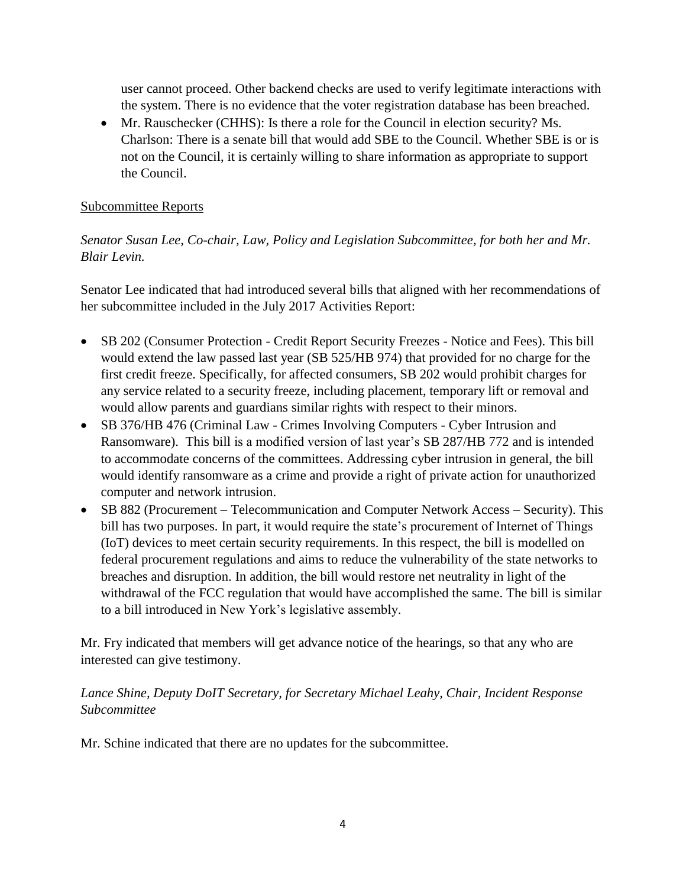user cannot proceed. Other backend checks are used to verify legitimate interactions with the system. There is no evidence that the voter registration database has been breached.

- Mr. Rauschecker (CHHS): Is there a role for the Council in election security? Ms. Charlson: There is a senate bill that would add SBE to the Council. Whether SBE is or is not on the Council, it is certainly willing to share information as appropriate to support the Council.

Subcommittee Reports

*Senator Susan Lee, Co-chair, Law, Policy and Legislation Subcommittee, for both her and Mr. Blair Levin.*

Senator Lee indicated that had introduced several bills that aligned with her recommendations of her subcommittee included in the July 2017 Activities Report:

- SB 202 (Consumer Protection - Credit Report Security Freezes - Notice and Fees). This bill would extend the law passed last year (SB 525/HB 974) that provided for no charge for the first credit freeze. Specifically, for affected consumers, SB 202 would prohibit charges for any service related to a security freeze, including placement, temporary lift or removal and would allow parents and guardians similar rights with respect to their minors.
- SB 376/HB 476 (Criminal Law - Crimes Involving Computers - Cyber Intrusion and Ransomware). This bill is a modified version of last year's SB 287/HB 772 and is intended to accommodate concerns of the committees. Addressing cyber intrusion in general, the bill would identify ransomware as a crime and provide a right of private action for unauthorized computer and network intrusion.
- SB 882 (Procurement – Telecommunication and Computer Network Access – Security). This bill has two purposes. In part, it would require the state's procurement of Internet of Things (IoT) devices to meet certain security requirements. In this respect, the bill is modelled on federal procurement regulations and aims to reduce the vulnerability of the state networks to breaches and disruption. In addition, the bill would restore net neutrality in light of the withdrawal of the FCC regulation that would have accomplished the same. The bill is similar to a bill introduced in New York's legislative assembly.

Mr. Fry indicated that members will get advance notice of the hearings, so that any who are interested can give testimony.

*Lance Shine, Deputy DoIT Secretary, for Secretary Michael Leahy, Chair, Incident Response Subcommittee*

Mr. Schine indicated that there are no updates for the subcommittee.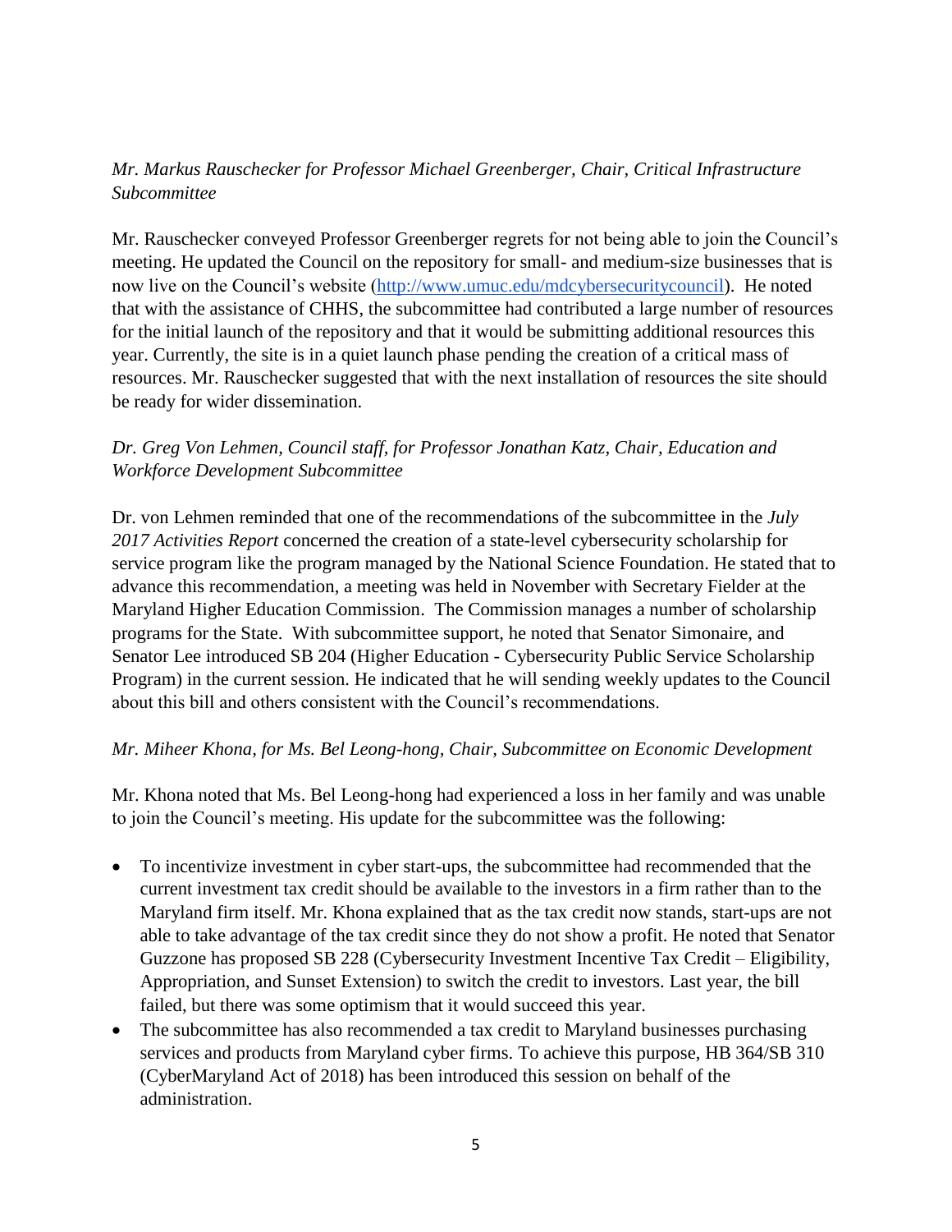*Mr. Markus Rauschecker for Professor Michael Greenberger, Chair, Critical Infrastructure Subcommittee*

Mr. Rauschecker conveyed Professor Greenberger regrets for not being able to join the Council's meeting. He updated the Council on the repository for small- and medium-size businesses that is now live on the Council's website ([http://www.umuc.edu/mdcybersecuritycouncil](http://www.umuc.edu/mdcybersecuritycouncil)). He noted that with the assistance of CHHS, the subcommittee had contributed a large number of resources for the initial launch of the repository and that it would be submitting additional resources this year. Currently, the site is in a quiet launch phase pending the creation of a critical mass of resources. Mr. Rauschecker suggested that with the next installation of resources the site should be ready for wider dissemination.

*Dr. Greg Von Lehmen, Council staff, for Professor Jonathan Katz, Chair, Education and Workforce Development Subcommittee*

Dr. von Lehmen reminded that one of the recommendations of the subcommittee in the *July 2017 Activities Report* concerned the creation of a state-level cybersecurity scholarship for service program like the program managed by the National Science Foundation. He stated that to advance this recommendation, a meeting was held in November with Secretary Fielder at the Maryland Higher Education Commission. The Commission manages a number of scholarship programs for the State. With subcommittee support, he noted that Senator Simonaire, and Senator Lee introduced SB 204 (Higher Education - Cybersecurity Public Service Scholarship Program) in the current session. He indicated that he will sending weekly updates to the Council about this bill and others consistent with the Council's recommendations.

*Mr. Miheer Khona, for Ms. Bel Leong-hong, Chair, Subcommittee on Economic Development*

Mr. Khona noted that Ms. Bel Leong-hong had experienced a loss in her family and was unable to join the Council's meeting. His update for the subcommittee was the following:

- To incentivize investment in cyber start-ups, the subcommittee had recommended that the current investment tax credit should be available to the investors in a firm rather than to the Maryland firm itself. Mr. Khona explained that as the tax credit now stands, start-ups are not able to take advantage of the tax credit since they do not show a profit. He noted that Senator Guzzone has proposed SB 228 (Cybersecurity Investment Incentive Tax Credit – Eligibility, Appropriation, and Sunset Extension) to switch the credit to investors. Last year, the bill failed, but there was some optimism that it would succeed this year.
- The subcommittee has also recommended a tax credit to Maryland businesses purchasing services and products from Maryland cyber firms. To achieve this purpose, HB 364/SB 310 (CyberMaryland Act of 2018) has been introduced this session on behalf of the administration.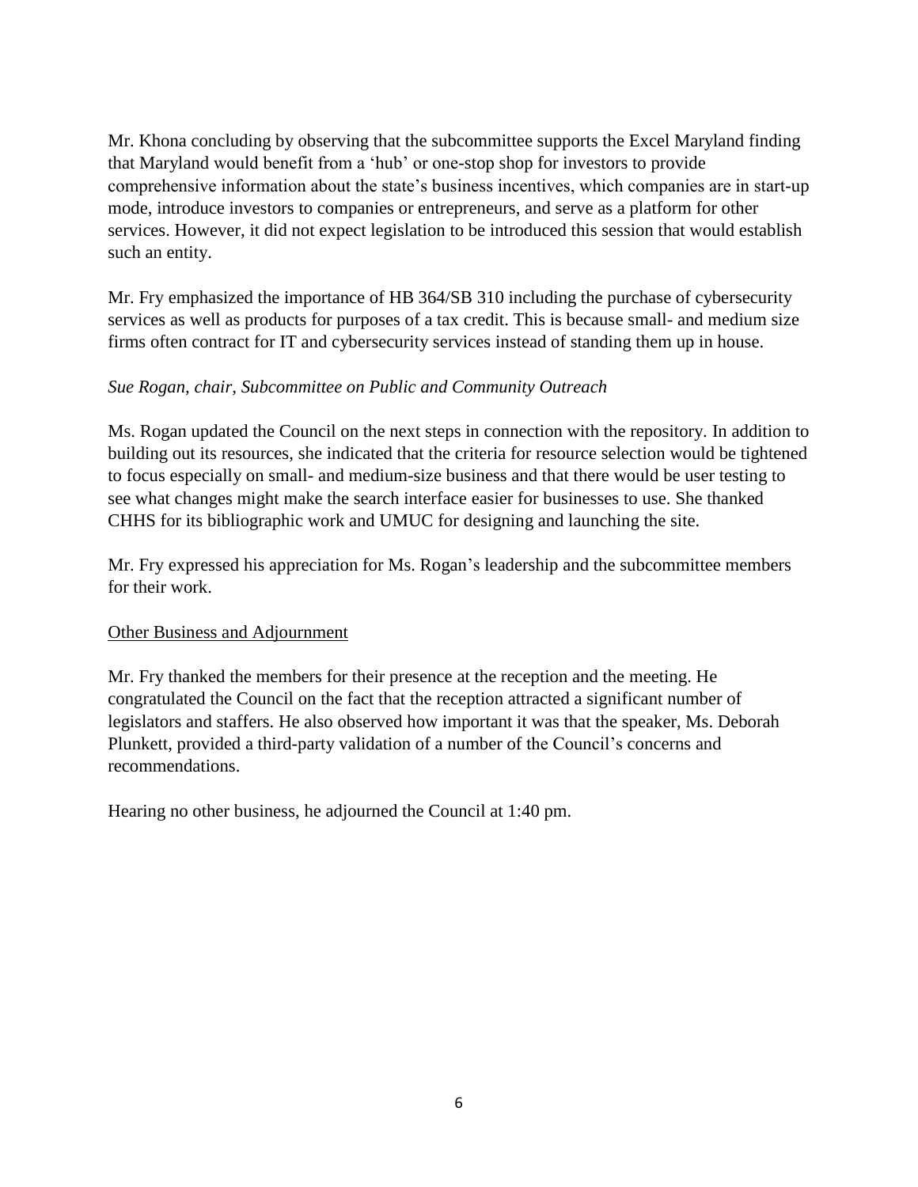Mr. Khona concluding by observing that the subcommittee supports the Excel Maryland finding that Maryland would benefit from a 'hub' or one-stop shop for investors to provide comprehensive information about the state's business incentives, which companies are in start-up mode, introduce investors to companies or entrepreneurs, and serve as a platform for other services. However, it did not expect legislation to be introduced this session that would establish such an entity.

Mr. Fry emphasized the importance of HB 364/SB 310 including the purchase of cybersecurity services as well as products for purposes of a tax credit. This is because small- and medium size firms often contract for IT and cybersecurity services instead of standing them up in house.

*Sue Rogan, chair, Subcommittee on Public and Community Outreach*

Ms. Rogan updated the Council on the next steps in connection with the repository. In addition to building out its resources, she indicated that the criteria for resource selection would be tightened to focus especially on small- and medium-size business and that there would be user testing to see what changes might make the search interface easier for businesses to use. She thanked CHHS for its bibliographic work and UMUC for designing and launching the site.

Mr. Fry expressed his appreciation for Ms. Rogan's leadership and the subcommittee members for their work.

Other Business and Adjournment

Mr. Fry thanked the members for their presence at the reception and the meeting. He congratulated the Council on the fact that the reception attracted a significant number of legislators and staffers. He also observed how important it was that the speaker, Ms. Deborah Plunkett, provided a third-party validation of a number of the Council's concerns and recommendations.

Hearing no other business, he adjourned the Council at 1:40 pm.